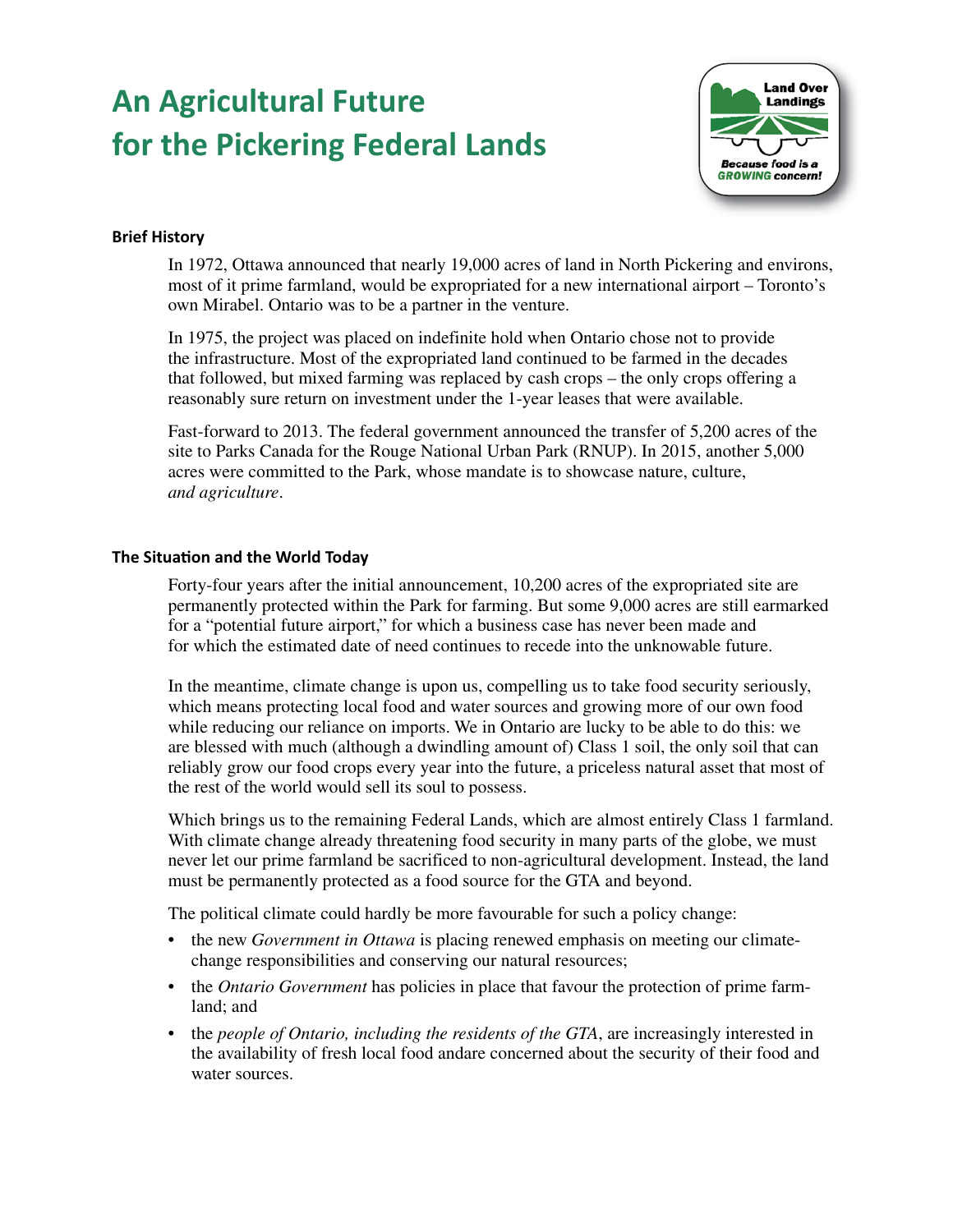# An Agricultural Future for the Pickering Federal Lands

Land Over Landings

*Because food is a GROWING concern!*

### Brief History

In 1972, Ottawa announced that nearly 19,000 acres of land in North Pickering and environs, most of it prime farmland, would be expropriated for a new international airport – Toronto's own Mirabel. Ontario was to be a partner in the venture.

In 1975, the project was placed on indefinite hold when Ontario chose not to provide the infrastructure. Most of the expropriated land continued to be farmed in the decades that followed, but mixed farming was replaced by cash crops – the only crops offering a reasonably sure return on investment under the 1-year leases that were available.

Fast-forward to 2013. The federal government announced the transfer of 5,200 acres of the site to Parks Canada for the Rouge National Urban Park (RNUP). In 2015, another 5,000 acres were committed to the Park, whose mandate is to showcase nature, culture, *and agriculture*.

### The Situation and the World Today

Forty-four years after the initial announcement, 10,200 acres of the expropriated site are permanently protected within the Park for farming. But some 9,000 acres are still earmarked for a "potential future airport," for which a business case has never been made and for which the estimated date of need continues to recede into the unknowable future.

In the meantime, climate change is upon us, compelling us to take food security seriously, which means protecting local food and water sources and growing more of our own food while reducing our reliance on imports. We in Ontario are lucky to be able to do this: we are blessed with much (although a dwindling amount of) Class 1 soil, the only soil that can reliably grow our food crops every year into the future, a priceless natural asset that most of the rest of the world would sell its soul to possess.

Which brings us to the remaining Federal Lands, which are almost entirely Class 1 farmland. With climate change already threatening food security in many parts of the globe, we must never let our prime farmland be sacrificed to non-agricultural development. Instead, the land must be permanently protected as a food source for the GTA and beyond.

The political climate could hardly be more favourable for such a policy change:

- the new *Government in Ottawa* is placing renewed emphasis on meeting our climate-change responsibilities and conserving our natural resources;
- the *Ontario Government* has policies in place that favour the protection of prime farmland; and
- the *people of Ontario, including the residents of the GTA*, are increasingly interested in the availability of fresh local food andare concerned about the security of their food and water sources.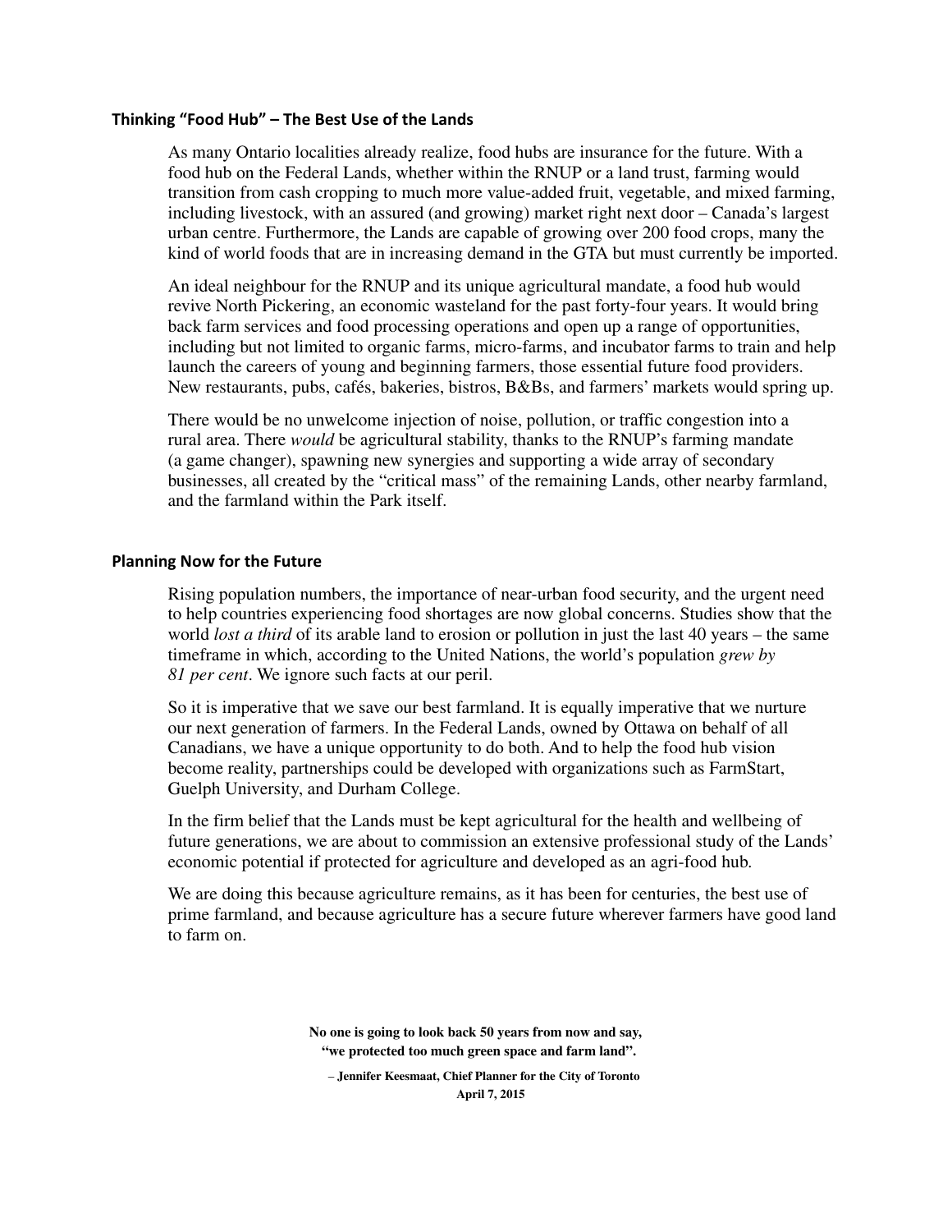## Thinking "Food Hub" – The Best Use of the Lands

As many Ontario localities already realize, food hubs are insurance for the future. With a food hub on the Federal Lands, whether within the RNUP or a land trust, farming would transition from cash cropping to much more value-added fruit, vegetable, and mixed farming, including livestock, with an assured (and growing) market right next door – Canada's largest urban centre. Furthermore, the Lands are capable of growing over 200 food crops, many the kind of world foods that are in increasing demand in the GTA but must currently be imported.

An ideal neighbour for the RNUP and its unique agricultural mandate, a food hub would revive North Pickering, an economic wasteland for the past forty-four years. It would bring back farm services and food processing operations and open up a range of opportunities, including but not limited to organic farms, micro-farms, and incubator farms to train and help launch the careers of young and beginning farmers, those essential future food providers. New restaurants, pubs, cafés, bakeries, bistros, B&Bs, and farmers' markets would spring up.

There would be no unwelcome injection of noise, pollution, or traffic congestion into a rural area. There *would* be agricultural stability, thanks to the RNUP's farming mandate (a game changer), spawning new synergies and supporting a wide array of secondary businesses, all created by the "critical mass" of the remaining Lands, other nearby farmland, and the farmland within the Park itself.

## Planning Now for the Future

Rising population numbers, the importance of near-urban food security, and the urgent need to help countries experiencing food shortages are now global concerns. Studies show that the world *lost a third* of its arable land to erosion or pollution in just the last 40 years – the same timeframe in which, according to the United Nations, the world's population *grew by 81 per cent*. We ignore such facts at our peril.

So it is imperative that we save our best farmland. It is equally imperative that we nurture our next generation of farmers. In the Federal Lands, owned by Ottawa on behalf of all Canadians, we have a unique opportunity to do both. And to help the food hub vision become reality, partnerships could be developed with organizations such as FarmStart, Guelph University, and Durham College.

In the firm belief that the Lands must be kept agricultural for the health and wellbeing of future generations, we are about to commission an extensive professional study of the Lands' economic potential if protected for agriculture and developed as an agri-food hub.

We are doing this because agriculture remains, as it has been for centuries, the best use of prime farmland, and because agriculture has a secure future wherever farmers have good land to farm on.

**No one is going to look back 50 years from now and say, "we protected too much green space and farm land".**

**– Jennifer Keesmaat, Chief Planner for the City of Toronto**
**April 7, 2015**